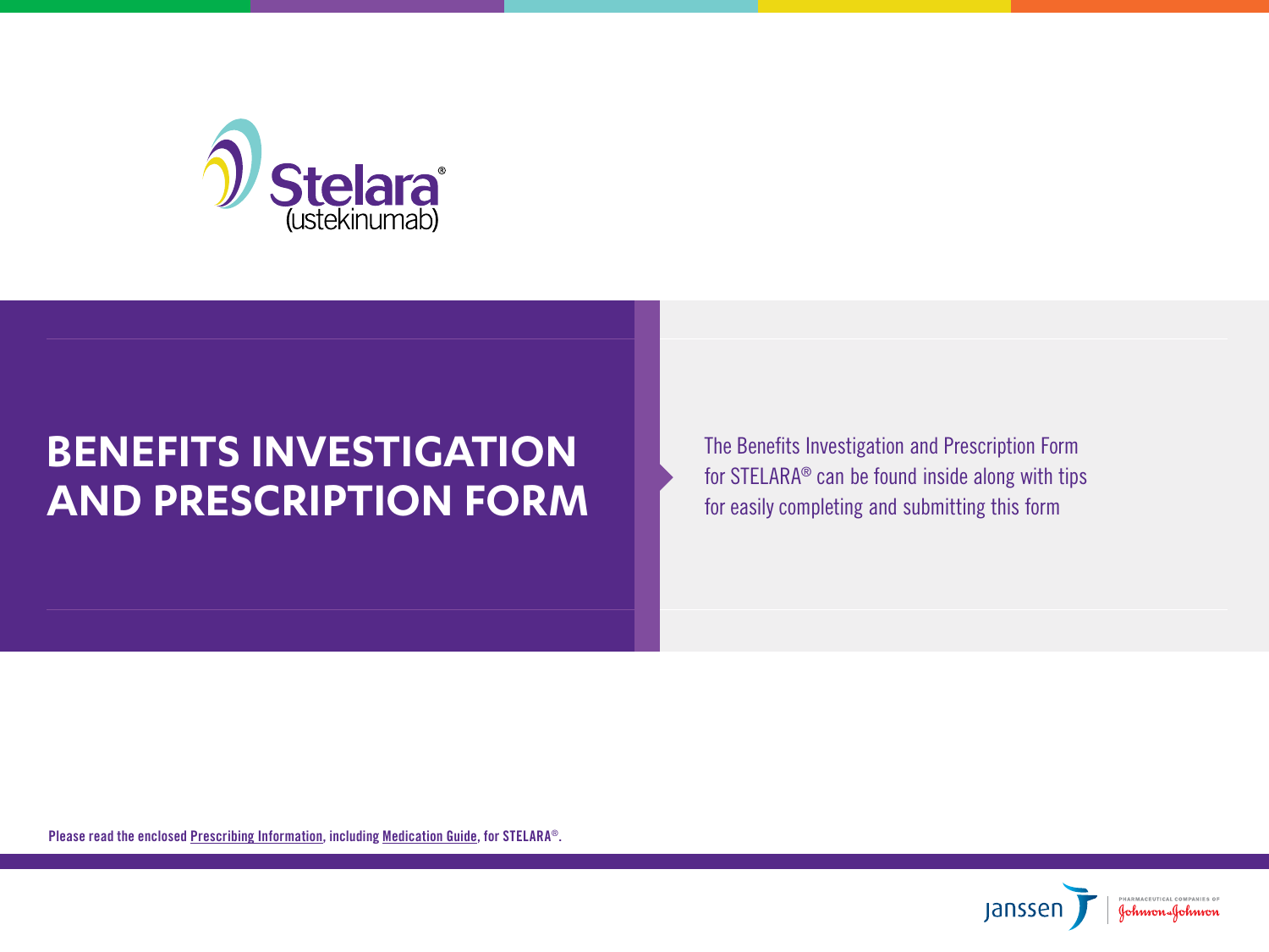Stelara®
(ustekinumab)

# BENEFITS INVESTIGATION AND PRESCRIPTION FORM

The Benefits Investigation and Prescription Form for STELARA® can be found inside along with tips for easily completing and submitting this form

**Please read the enclosed Prescribing Information, including Medication Guide, for STELARA®.**

janssen | PHARMACEUTICAL COMPANIES OF Johnson & Johnson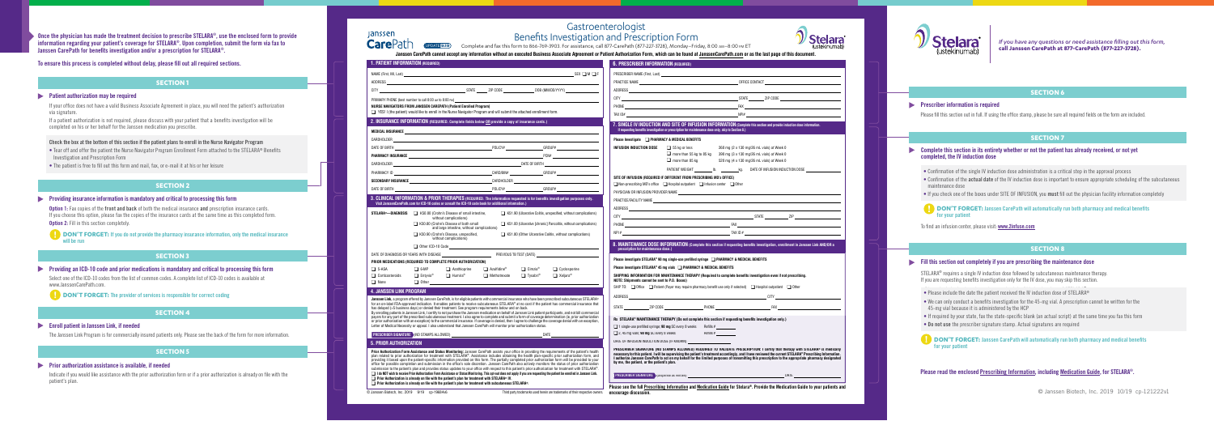Once the physician has made the treatment decision to prescribe STELARA®, use the enclosed form to provide information regarding your patient's coverage for STELARA®. Upon completion, submit the form via fax to Janssen CarePath for benefits investigation and/or a prescription for STELARA®.

To ensure this process is completed without delay, please fill out all required sections.

## SECTION 1

### Patient authorization may be required

If your office does not have a valid Business Associate Agreement in place, you will need the patient's authorization via signature.

If a patient authorization is not required, please discuss with your patient that a benefits investigation will be completed on his or her behalf for the Janssen medication you prescribe.

Check the box at the bottom of this section if the patient plans to enroll in the Nurse Navigator Program

- Tear off and offer the patient the Nurse Navigator Program Enrollment Form attached to the STELARA® Benefits Investigation and Prescription Form
- The patient is free to fill out this form and mail, fax, or e-mail it at his or her leisure

## SECTION 2

### Providing insurance information is mandatory and critical to processing this form

**Option 1:** Fax copies of the **front and back** of both the medical insurance **and** prescription insurance cards. If you choose this option, please fax the copies of the insurance cards at the same time as this completed form.

**Option 2:** Fill in this section completely.

**DON'T FORGET:** If you do not provide the pharmacy insurance information, only the medical insurance will be run

## SECTION 3

### Providing an ICD-10 code and prior medications is mandatory and critical to processing this form

Select one of the ICD-10 codes from the list of common codes. A complete list of ICD-10 codes is available at www.JanssenCarePath.com.

**DON'T FORGET:** The provider of services is responsible for correct coding

## SECTION 4

### Enroll patient in Janssen Link, if needed

The Janssen Link Program is for commercially insured patients only. Please see the back of the form for more information.

## SECTION 5

### Prior authorization assistance is available, if needed

Indicate if you would like assistance with the prior authorization form or if a prior authorization is already on file with the patient's plan.

---

janssen CarePath UPDATED

# Gastroenterologist Benefits Investigation and Prescription Form

Complete and fax this form to 866-769-3903. For assistance, call 877-CarePath (877-227-3728), Monday–Friday, 8:00 am–8:00 pm ET

**Janssen CarePath cannot accept any information without an executed Business Associate Agreement or Patient Authorization Form, which can be found at JanssenCarePath.com or as the last page of this document.**

### 1. PATIENT INFORMATION (REQUIRED)

NAME (First, Mi, Last) ______ SEX ☐ M ☐ F

ADDRESS ______

CITY ______ STATE ______ ZIP CODE ______ DOB (MM/DD/YYYY) ______

PRIMARY PHONE (best number to call 8:00 am to 8:00 pm) ______

NURSE NAVIGATORS FROM JANSSEN CAREPATH (Patient Enrolled Program)

☐ YES! I (the patient) would like to enroll in the Nurse Navigator Program and will submit the attached enrollment form.

### 2. INSURANCE INFORMATION (REQUIRED. Complete fields below OR provide a copy of insurance cards.)

MEDICAL INSURANCE ______

CARDHOLDER ______

DATE OF BIRTH ______ POLICY# ______ GROUP# ______

PHARMACY INSURANCE ______ PBM# ______

CARDHOLDER ______ DATE OF BIRTH ______

PHARMACY ID ______ CARD/BIN# ______ GROUP# ______

SECONDARY INSURANCE ______ CARDHOLDER ______

DATE OF BIRTH ______ POLICY# ______ GROUP# ______

### 3. CLINICAL INFORMATION & PRIOR THERAPIES (REQUIRED. The information requested is for benefits investigation purposes only. Visit JanssenCarePath.com for ICD-10 codes or consult the ICD-10 code book for additional information.)

STELARA®—DIAGNOSIS
- ☐ K50.00 (Crohn's Disease of small intestine, without complications)
- ☐ K50.80 (Crohn's Disease of both small and large intestine, without complications)
- ☐ K50.90 (Crohn's Disease, unspecified, without complications)
- ☐ Other ICD-10 Code ______
- ☐ K51.90 (Ulcerative Colitis, unspecified, without complications)
- ☐ K51.00 (Ulcerative (chronic) Pancolitis, without complications)
- ☐ K51.80 (Other Ulcerative Colitis, without complications)

DATE OF DIAGNOSIS OR YEARS WITH DISEASE ______ PREVIOUS TB TEST (DATE) ______

PRIOR MEDICATIONS (REQUIRED TO COMPLETE PRIOR AUTHORIZATION)

☐ 5-ASA ☐ 6-MP ☐ Azathioprine ☐ Cimzia® ☐ Cyclosporine
☐ Corticosteroids ☐ Entyvio® ☐ Humira® ☐ Methotrexate ☐ Tysabri® ☐ Xeljanz®
☐ None ☐ Other ______

### 4. JANSSEN LINK PROGRAM

**Janssen Link**, a program offered by Janssen CarePath, is for eligible patients with commercial insurance who have been prescribed subcutaneous STELARA® for an on-label FDA-approved indication. It enables patients to receive subcutaneous STELARA® at no cost if the patient has commercial insurance that has delayed (>5 business days) or denied their treatment. See program requirements below and on back.

By enrolling patients in Janssen Link, I certify to not purchase the Janssen medication on behalf of Janssen Link patient participants, and not bill commercial payers for any part of the prescribed subcutaneous treatment. I also agree to complete and submit a form of coverage determination (ie, prior authorization or prior authorization with an exception) to the commercial insurance. If coverage is denied, then I agree to challenge the coverage denial with an exception, Letter of Medical Necessity or appeal. I also understand that Janssen CarePath will monitor prior authorization status.

PRESCRIBER SIGNATURE (NO STAMPS ALLOWED) ______ DATE ______

### 5. PRIOR AUTHORIZATION

**Prior Authorization Form Assistance and Status Monitoring:** Janssen CarePath assists your office in providing the requirements of the patient's health plan related to prior authorization for treatment with STELARA®. Assistance includes obtaining the health plan-specific prior authorization form, and providing it based upon the patient-specific information provided on this form. The partially completed prior authorization form will be provided to your office for possible completion and submission in the office's sole discretion. Janssen CarePath also actively monitors the status of prior authorization submission to the patient's plan and provides status updates to your office with respect to this patient's prior authorization for treatment with STELARA®.

☐ I do NOT wish to receive Prior Authorization Form Assistance or Status Monitoring. This opt-out does not apply if you are requesting the patient be enrolled in Janssen Link.

☐ Prior Authorization is already on file with the patient's plan for treatment with STELARA® IV.

☐ Prior Authorization is already on file with the patient's plan for treatment with subcutaneous STELARA®.

© Janssen Biotech, Inc. 2019 8/19 cp-106084v6 Third party trademarks used herein are trademarks of their respective owners.

### 6. PRESCRIBER INFORMATION (REQUIRED)

PRESCRIBER NAME (First, Last) ______

PRACTICE NAME ______ OFFICE CONTACT ______

ADDRESS ______

CITY ______ STATE ______ ZIP CODE ______

PHONE ______ FAX ______

TAX ID# ______ NPI# ______

### 7. SINGLE IV INDUCTION AND SITE OF INFUSION INFORMATION (Complete this section and provide induction dose information. If requesting benefits investigation or prescription for maintenance dose only, skip to Section 8.)

Please investigate ☐ PHARMACY & MEDICAL BENEFITS

INFUSION INDUCTION DOSE
- ☐ 55 kg or less 260 mg (2 x 130 mg/26 mL vials) at Week 0
- ☐ more than 55 kg to 85 kg 390 mg (3 x 130 mg/26 mL vials) at Week 0
- ☐ more than 85 kg 520 mg (4 x 130 mg/26 mL vials) at Week 0

PATIENT WEIGHT ______ lb ______ kg DATE OF INFUSION INDUCTION DOSE ______

SITE OF INFUSION (REQUIRED IF DIFFERENT FROM PRESCRIBING MD's OFFICE)

☐ Non-prescribing MD's office ☐ Hospital outpatient ☐ Infusion center ☐ Other

PHYSICIAN OR INFUSION PROVIDER NAME ______

PRACTICE/FACILITY NAME ______

ADDRESS ______

CITY ______ STATE ______ ZIP ______

PHONE ______ FAX ______

NPI# ______ TAX ID# ______

### 8. MAINTENANCE DOSE INFORMATION (Complete this section if requesting benefits investigation, enrollment in Janssen Link AND/OR a prescription for maintenance dose.)

Please investigate STELARA® 90 mg single-use prefilled syringe ☐ PHARMACY & MEDICAL BENEFITS

Please investigate STELARA® 45 mg vials ☐ PHARMACY & MEDICAL BENEFITS

SHIPPING INFORMATION FOR MAINTENANCE THERAPY (Required to complete benefits investigation even if not prescribing. NOTE: Shipments cannot be sent to P.O. Boxes)

SHIP TO ☐ Office ☐ Patient (Payer may require pharmacy benefit use only if selected) ☐ Hospital outpatient ☐ Other

ADDRESS ______ CITY ______

STATE ______ ZIP CODE ______ PHONE ______ FAX ______

Rx: STELARA® MAINTENANCE THERAPY (Do not complete this section if requesting benefits investigation only.)

☐ 1 single-use prefilled syringe **90 mg** SC every 8 weeks Refills # ______

☐ 2 x 45 mg vials; **90 mg** SC every 8 weeks Refills # ______

DATE OF MAINTENANCE DOSE INITIATION (IF KNOWN) ______

PRESCRIBER SIGNATURE (NO STAMPS ALLOWED) TO VALIDATE PRESCRIPTION: I certify that therapy with STELARA® is medically necessary for this patient. I will be supervising the patient's treatment accordingly, and I have reviewed the current STELARA® Prescribing Information. I authorize Janssen CarePath to act on my behalf for the limited purposes of transmitting this prescription to the appropriate pharmacy designated by me, the patient, or the patient's plan.

PRESCRIBER SIGNATURE (DISPENSE AS WRITTEN) ______ DATE ______

**Please see the full Prescribing Information and Medication Guide for Stelara®. Provide the Medication Guide to your patients and encourage discussion.**

---

*If you have any questions or need assistance filling out this form, call Janssen CarePath at 877-CarePath (877-227-3728).*

## SECTION 6

### Prescriber information is required

Please fill this section out in full. If using the office stamp, please be sure all required fields on the form are included.

## SECTION 7

### Complete this section in its entirety whether or not the patient has already received, or not yet completed, the IV induction dose

- Confirmation of the single IV induction dose administration is a critical step in the approval process
- Confirmation of the **actual date** of the IV induction dose is important to ensure appropriate scheduling of the subcutaneous maintenance dose
- If you check one of the boxes under SITE OF INFUSION, you **must** fill out the physician facility information completely

**DON'T FORGET:** Janssen CarePath will automatically run both pharmacy and medical benefits for your patient

To find an infusion center, please visit: www.2infuse.com

## SECTION 8

### Fill this section out completely if you are prescribing the maintenance dose

STELARA® requires a single IV induction dose followed by subcutaneous maintenance therapy. If you are requesting benefits investigation only for the IV dose, you may skip this section.

- Please include the date the patient received the IV induction dose of STELARA®
- We can only conduct a benefits investigation for the 45-mg vial. A prescription cannot be written for the 45-mg vial because it is administered by the HCP
- If required by your state, fax the state-specific blank (an actual script) at the same time you fax this form
- **Do not use** the prescriber signature stamp. Actual signatures are required

**DON'T FORGET:** Janssen CarePath will automatically run both pharmacy and medical benefits for your patient

Please read the enclosed Prescribing Information, including Medication Guide, for STELARA®.

© Janssen Biotech, Inc. 2019 10/19 cp-121222v1